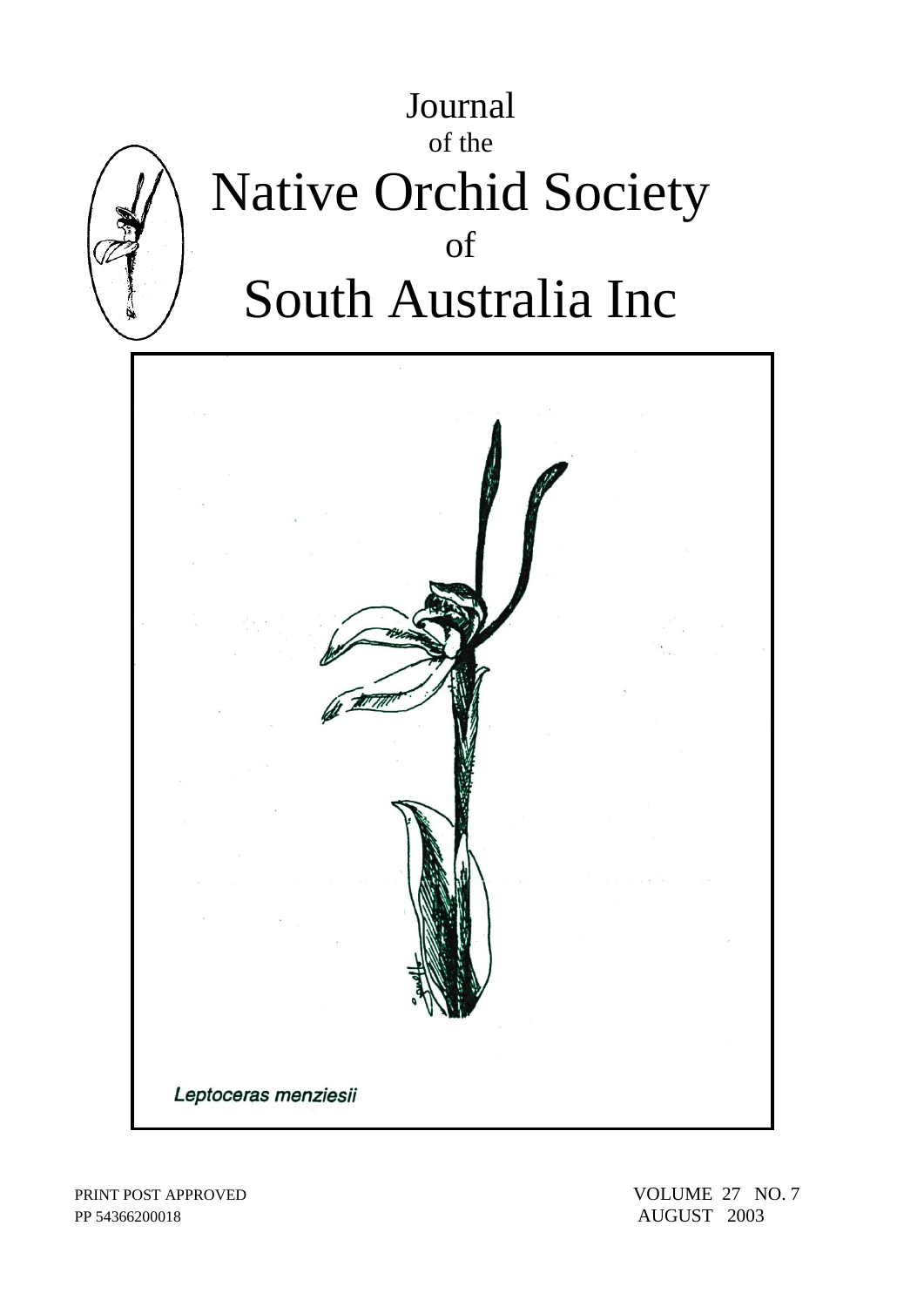# Journal
of the
# Native Orchid Society
of
# South Australia Inc

*Leptoceras menziesii*

PRINT POST APPROVED
PP 54366200018

VOLUME 27 NO. 7
AUGUST 2003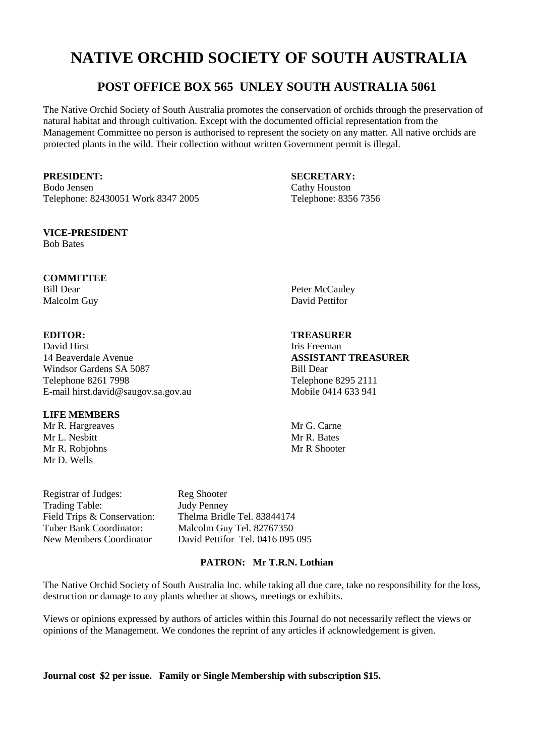# NATIVE ORCHID SOCIETY OF SOUTH AUSTRALIA

## POST OFFICE BOX 565 UNLEY SOUTH AUSTRALIA 5061

The Native Orchid Society of South Australia promotes the conservation of orchids through the preservation of natural habitat and through cultivation. Except with the documented official representation from the Management Committee no person is authorised to represent the society on any matter. All native orchids are protected plants in the wild. Their collection without written Government permit is illegal.

**PRESIDENT:**
Bodo Jensen
Telephone: 82430051 Work 8347 2005

**SECRETARY:**
Cathy Houston
Telephone: 8356 7356

**VICE-PRESIDENT**
Bob Bates

**COMMITTEE**
Bill Dear
Malcolm Guy
Peter McCauley
David Pettifor

**EDITOR:**
David Hirst
14 Beaverdale Avenue
Windsor Gardens SA 5087
Telephone 8261 7998
E-mail hirst.david@saugov.sa.gov.au

**TREASURER**
Iris Freeman

**ASSISTANT TREASURER**
Bill Dear
Telephone 8295 2111
Mobile 0414 633 941

**LIFE MEMBERS**
Mr R. Hargreaves
Mr L. Nesbitt
Mr R. Robjohns
Mr D. Wells
Mr G. Carne
Mr R. Bates
Mr R Shooter

Registrar of Judges: Reg Shooter
Trading Table: Judy Penney
Field Trips & Conservation: Thelma Bridle Tel. 83844174
Tuber Bank Coordinator: Malcolm Guy Tel. 82767350
New Members Coordinator David Pettifor Tel. 0416 095 095

**PATRON: Mr T.R.N. Lothian**

The Native Orchid Society of South Australia Inc. while taking all due care, take no responsibility for the loss, destruction or damage to any plants whether at shows, meetings or exhibits.

Views or opinions expressed by authors of articles within this Journal do not necessarily reflect the views or opinions of the Management. We condones the reprint of any articles if acknowledgement is given.

**Journal cost $2 per issue. Family or Single Membership with subscription $15.**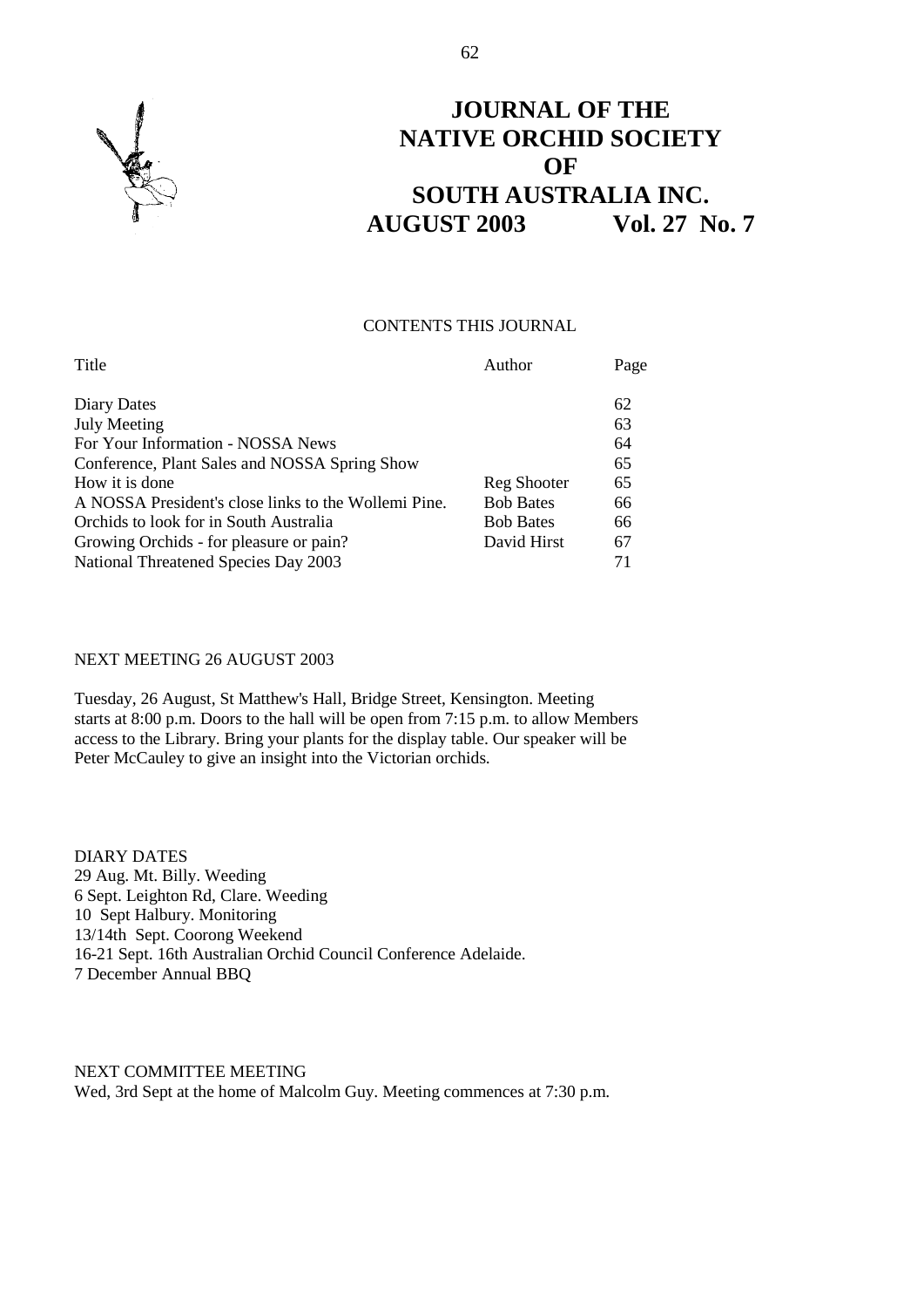# JOURNAL OF THE NATIVE ORCHID SOCIETY OF SOUTH AUSTRALIA INC.

**AUGUST 2003 Vol. 27 No. 7**

## CONTENTS THIS JOURNAL

| Title | Author | Page |
|---|---|---|
| Diary Dates | | 62 |
| July Meeting | | 63 |
| For Your Information - NOSSA News | | 64 |
| Conference, Plant Sales and NOSSA Spring Show | | 65 |
| How it is done | Reg Shooter | 65 |
| A NOSSA President's close links to the Wollemi Pine. | Bob Bates | 66 |
| Orchids to look for in South Australia | Bob Bates | 66 |
| Growing Orchids - for pleasure or pain? | David Hirst | 67 |
| National Threatened Species Day 2003 | | 71 |

## NEXT MEETING 26 AUGUST 2003

Tuesday, 26 August, St Matthew's Hall, Bridge Street, Kensington. Meeting starts at 8:00 p.m. Doors to the hall will be open from 7:15 p.m. to allow Members access to the Library. Bring your plants for the display table. Our speaker will be Peter McCauley to give an insight into the Victorian orchids.

## DIARY DATES

29 Aug. Mt. Billy. Weeding
6 Sept. Leighton Rd, Clare. Weeding
10 Sept Halbury. Monitoring
13/14th Sept. Coorong Weekend
16-21 Sept. 16th Australian Orchid Council Conference Adelaide.
7 December Annual BBQ

## NEXT COMMITTEE MEETING

Wed, 3rd Sept at the home of Malcolm Guy. Meeting commences at 7:30 p.m.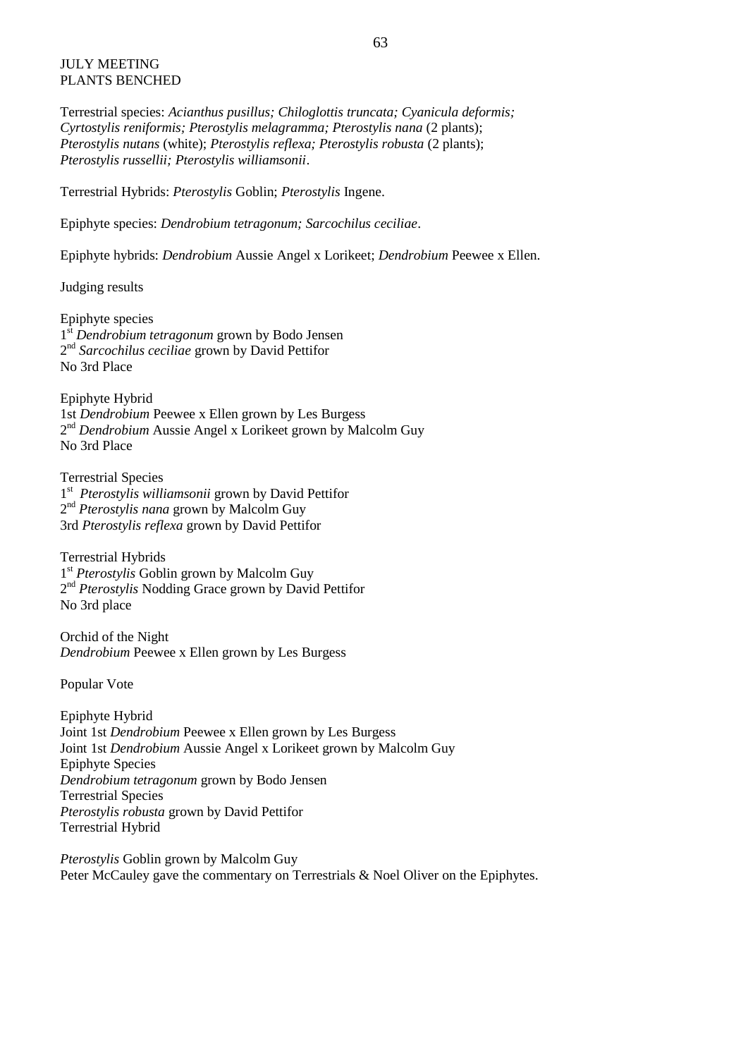## JULY MEETING
## PLANTS BENCHED

Terrestrial species: *Acianthus pusillus; Chiloglottis truncata; Cyanicula deformis; Cyrtostylis reniformis; Pterostylis melagramma; Pterostylis nana* (2 plants); *Pterostylis nutans* (white); *Pterostylis reflexa; Pterostylis robusta* (2 plants); *Pterostylis russellii; Pterostylis williamsonii*.

Terrestrial Hybrids: *Pterostylis* Goblin; *Pterostylis* Ingene.

Epiphyte species: *Dendrobium tetragonum; Sarcochilus ceciliae*.

Epiphyte hybrids: *Dendrobium* Aussie Angel x Lorikeet; *Dendrobium* Peewee x Ellen.

Judging results

Epiphyte species
1st *Dendrobium tetragonum* grown by Bodo Jensen
2nd *Sarcochilus ceciliae* grown by David Pettifor
No 3rd Place

Epiphyte Hybrid
1st *Dendrobium* Peewee x Ellen grown by Les Burgess
2nd *Dendrobium* Aussie Angel x Lorikeet grown by Malcolm Guy
No 3rd Place

Terrestrial Species
1st *Pterostylis williamsonii* grown by David Pettifor
2nd *Pterostylis nana* grown by Malcolm Guy
3rd *Pterostylis reflexa* grown by David Pettifor

Terrestrial Hybrids
1st *Pterostylis* Goblin grown by Malcolm Guy
2nd *Pterostylis* Nodding Grace grown by David Pettifor
No 3rd place

Orchid of the Night
*Dendrobium* Peewee x Ellen grown by Les Burgess

Popular Vote

Epiphyte Hybrid
Joint 1st *Dendrobium* Peewee x Ellen grown by Les Burgess
Joint 1st *Dendrobium* Aussie Angel x Lorikeet grown by Malcolm Guy
Epiphyte Species
*Dendrobium tetragonum* grown by Bodo Jensen
Terrestrial Species
*Pterostylis robusta* grown by David Pettifor
Terrestrial Hybrid

*Pterostylis* Goblin grown by Malcolm Guy
Peter McCauley gave the commentary on Terrestrials & Noel Oliver on the Epiphytes.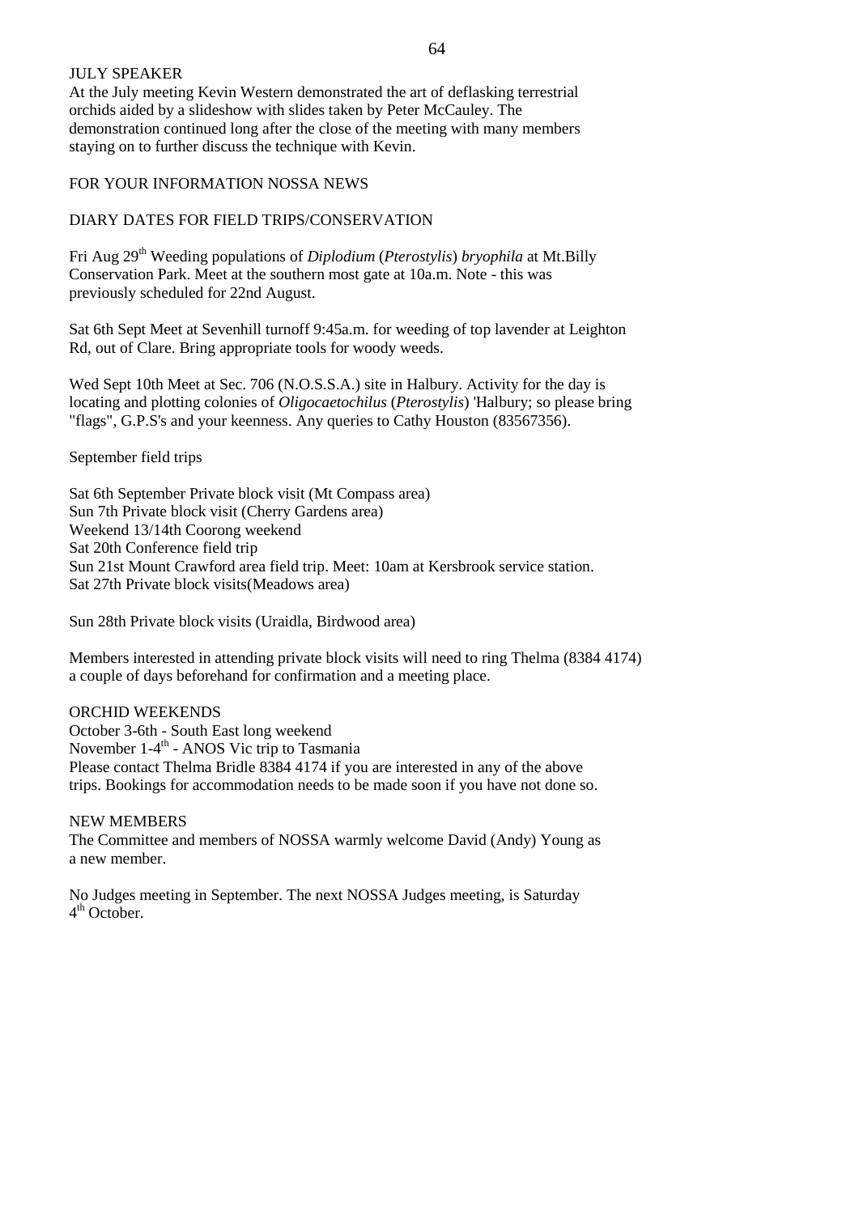## JULY SPEAKER

At the July meeting Kevin Western demonstrated the art of deflasking terrestrial orchids aided by a slideshow with slides taken by Peter McCauley. The demonstration continued long after the close of the meeting with many members staying on to further discuss the technique with Kevin.

## FOR YOUR INFORMATION NOSSA NEWS

## DIARY DATES FOR FIELD TRIPS/CONSERVATION

Fri Aug 29th Weeding populations of *Diplodium* (*Pterostylis*) *bryophila* at Mt.Billy Conservation Park. Meet at the southern most gate at 10a.m. Note - this was previously scheduled for 22nd August.

Sat 6th Sept Meet at Sevenhill turnoff 9:45a.m. for weeding of top lavender at Leighton Rd, out of Clare. Bring appropriate tools for woody weeds.

Wed Sept 10th Meet at Sec. 706 (N.O.S.S.A.) site in Halbury. Activity for the day is locating and plotting colonies of *Oligocaetochilus* (*Pterostylis*) 'Halbury; so please bring "flags", G.P.S's and your keenness. Any queries to Cathy Houston (83567356).

September field trips

Sat 6th September Private block visit (Mt Compass area)
Sun 7th Private block visit (Cherry Gardens area)
Weekend 13/14th Coorong weekend
Sat 20th Conference field trip
Sun 21st Mount Crawford area field trip. Meet: 10am at Kersbrook service station.
Sat 27th Private block visits(Meadows area)

Sun 28th Private block visits (Uraidla, Birdwood area)

Members interested in attending private block visits will need to ring Thelma (8384 4174) a couple of days beforehand for confirmation and a meeting place.

## ORCHID WEEKENDS

October 3-6th - South East long weekend
November 1-4th - ANOS Vic trip to Tasmania
Please contact Thelma Bridle 8384 4174 if you are interested in any of the above trips. Bookings for accommodation needs to be made soon if you have not done so.

## NEW MEMBERS

The Committee and members of NOSSA warmly welcome David (Andy) Young as a new member.

No Judges meeting in September. The next NOSSA Judges meeting, is Saturday 4th October.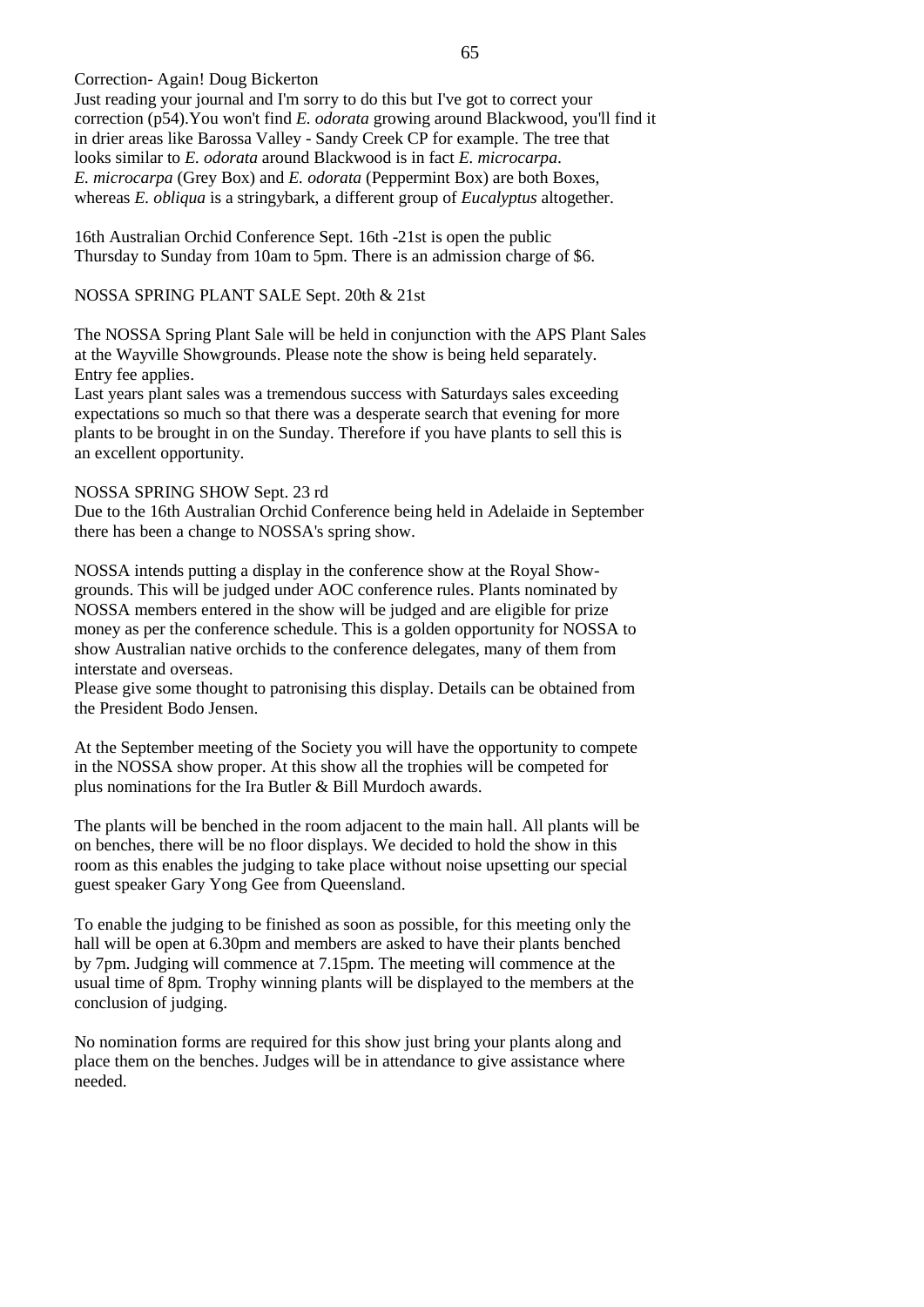## Correction- Again! Doug Bickerton

Just reading your journal and I'm sorry to do this but I've got to correct your correction (p54).You won't find *E. odorata* growing around Blackwood, you'll find it in drier areas like Barossa Valley - Sandy Creek CP for example. The tree that looks similar to *E. odorata* around Blackwood is in fact *E. microcarpa*. *E. microcarpa* (Grey Box) and *E. odorata* (Peppermint Box) are both Boxes, whereas *E. obliqua* is a stringybark, a different group of *Eucalyptus* altogether.

16th Australian Orchid Conference Sept. 16th -21st is open the public Thursday to Sunday from 10am to 5pm. There is an admission charge of $6.

## NOSSA SPRING PLANT SALE Sept. 20th & 21st

The NOSSA Spring Plant Sale will be held in conjunction with the APS Plant Sales at the Wayville Showgrounds. Please note the show is being held separately. Entry fee applies.

Last years plant sales was a tremendous success with Saturdays sales exceeding expectations so much so that there was a desperate search that evening for more plants to be brought in on the Sunday. Therefore if you have plants to sell this is an excellent opportunity.

## NOSSA SPRING SHOW Sept. 23 rd

Due to the 16th Australian Orchid Conference being held in Adelaide in September there has been a change to NOSSA's spring show.

NOSSA intends putting a display in the conference show at the Royal Show-grounds. This will be judged under AOC conference rules. Plants nominated by NOSSA members entered in the show will be judged and are eligible for prize money as per the conference schedule. This is a golden opportunity for NOSSA to show Australian native orchids to the conference delegates, many of them from interstate and overseas.

Please give some thought to patronising this display. Details can be obtained from the President Bodo Jensen.

At the September meeting of the Society you will have the opportunity to compete in the NOSSA show proper. At this show all the trophies will be competed for plus nominations for the Ira Butler & Bill Murdoch awards.

The plants will be benched in the room adjacent to the main hall. All plants will be on benches, there will be no floor displays. We decided to hold the show in this room as this enables the judging to take place without noise upsetting our special guest speaker Gary Yong Gee from Queensland.

To enable the judging to be finished as soon as possible, for this meeting only the hall will be open at 6.30pm and members are asked to have their plants benched by 7pm. Judging will commence at 7.15pm. The meeting will commence at the usual time of 8pm. Trophy winning plants will be displayed to the members at the conclusion of judging.

No nomination forms are required for this show just bring your plants along and place them on the benches. Judges will be in attendance to give assistance where needed.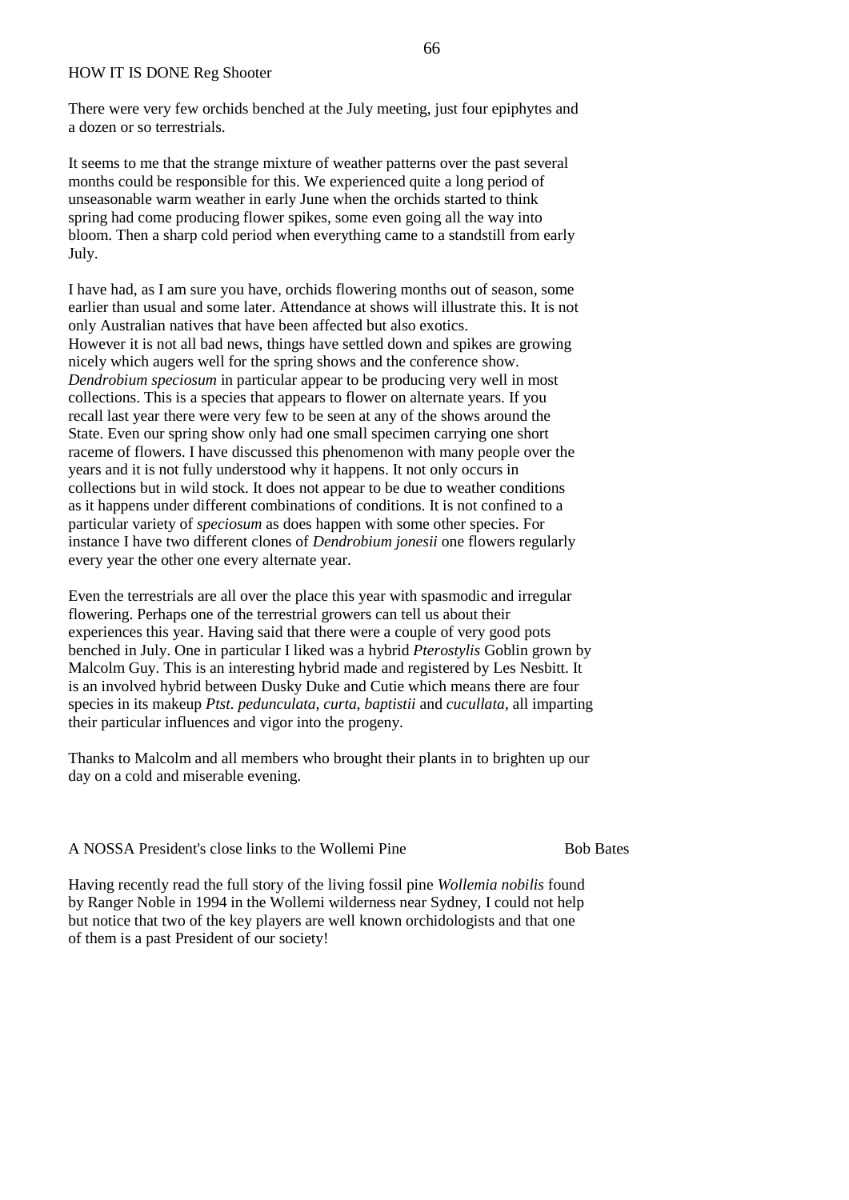## HOW IT IS DONE Reg Shooter

There were very few orchids benched at the July meeting, just four epiphytes and a dozen or so terrestrials.

It seems to me that the strange mixture of weather patterns over the past several months could be responsible for this. We experienced quite a long period of unseasonable warm weather in early June when the orchids started to think spring had come producing flower spikes, some even going all the way into bloom. Then a sharp cold period when everything came to a standstill from early July.

I have had, as I am sure you have, orchids flowering months out of season, some earlier than usual and some later. Attendance at shows will illustrate this. It is not only Australian natives that have been affected but also exotics.
However it is not all bad news, things have settled down and spikes are growing nicely which augers well for the spring shows and the conference show. *Dendrobium speciosum* in particular appear to be producing very well in most collections. This is a species that appears to flower on alternate years. If you recall last year there were very few to be seen at any of the shows around the State. Even our spring show only had one small specimen carrying one short raceme of flowers. I have discussed this phenomenon with many people over the years and it is not fully understood why it happens. It not only occurs in collections but in wild stock. It does not appear to be due to weather conditions as it happens under different combinations of conditions. It is not confined to a particular variety of *speciosum* as does happen with some other species. For instance I have two different clones of *Dendrobium jonesii* one flowers regularly every year the other one every alternate year.

Even the terrestrials are all over the place this year with spasmodic and irregular flowering. Perhaps one of the terrestrial growers can tell us about their experiences this year. Having said that there were a couple of very good pots benched in July. One in particular I liked was a hybrid *Pterostylis* Goblin grown by Malcolm Guy. This is an interesting hybrid made and registered by Les Nesbitt. It is an involved hybrid between Dusky Duke and Cutie which means there are four species in its makeup *Ptst. pedunculata, curta, baptistii* and *cucullata*, all imparting their particular influences and vigor into the progeny.

Thanks to Malcolm and all members who brought their plants in to brighten up our day on a cold and miserable evening.

## A NOSSA President's close links to the Wollemi Pine Bob Bates

Having recently read the full story of the living fossil pine *Wollemia nobilis* found by Ranger Noble in 1994 in the Wollemi wilderness near Sydney, I could not help but notice that two of the key players are well known orchidologists and that one of them is a past President of our society!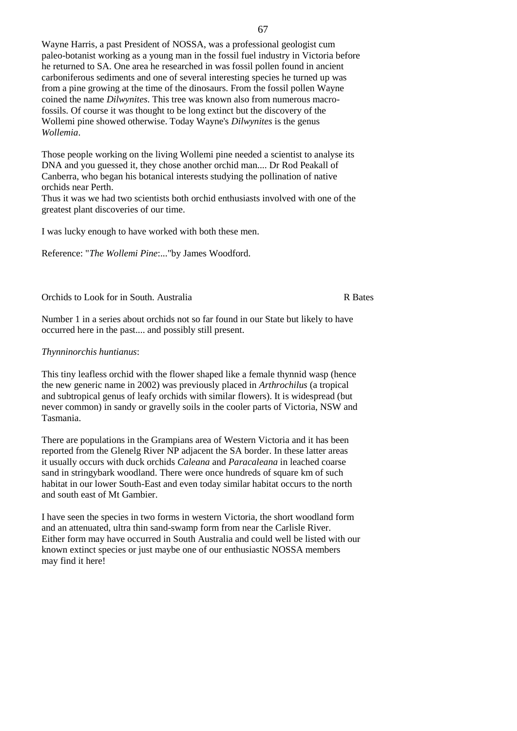Wayne Harris, a past President of NOSSA, was a professional geologist cum paleo-botanist working as a young man in the fossil fuel industry in Victoria before he returned to SA. One area he researched in was fossil pollen found in ancient carboniferous sediments and one of several interesting species he turned up was from a pine growing at the time of the dinosaurs. From the fossil pollen Wayne coined the name *Dilwynites*. This tree was known also from numerous macro-fossils. Of course it was thought to be long extinct but the discovery of the Wollemi pine showed otherwise. Today Wayne's *Dilwynites* is the genus *Wollemia*.

Those people working on the living Wollemi pine needed a scientist to analyse its DNA and you guessed it, they chose another orchid man.... Dr Rod Peakall of Canberra, who began his botanical interests studying the pollination of native orchids near Perth.
Thus it was we had two scientists both orchid enthusiasts involved with one of the greatest plant discoveries of our time.

I was lucky enough to have worked with both these men.

Reference: "*The Wollemi Pine*:..."by James Woodford.

## Orchids to Look for in South. Australia

R Bates

Number 1 in a series about orchids not so far found in our State but likely to have occurred here in the past.... and possibly still present.

*Thynninorchis huntianus*:

This tiny leafless orchid with the flower shaped like a female thynnid wasp (hence the new generic name in 2002) was previously placed in *Arthrochilus* (a tropical and subtropical genus of leafy orchids with similar flowers). It is widespread (but never common) in sandy or gravelly soils in the cooler parts of Victoria, NSW and Tasmania.

There are populations in the Grampians area of Western Victoria and it has been reported from the Glenelg River NP adjacent the SA border. In these latter areas it usually occurs with duck orchids *Caleana* and *Paracaleana* in leached coarse sand in stringybark woodland. There were once hundreds of square km of such habitat in our lower South-East and even today similar habitat occurs to the north and south east of Mt Gambier.

I have seen the species in two forms in western Victoria, the short woodland form and an attenuated, ultra thin sand-swamp form from near the Carlisle River. Either form may have occurred in South Australia and could well be listed with our known extinct species or just maybe one of our enthusiastic NOSSA members may find it here!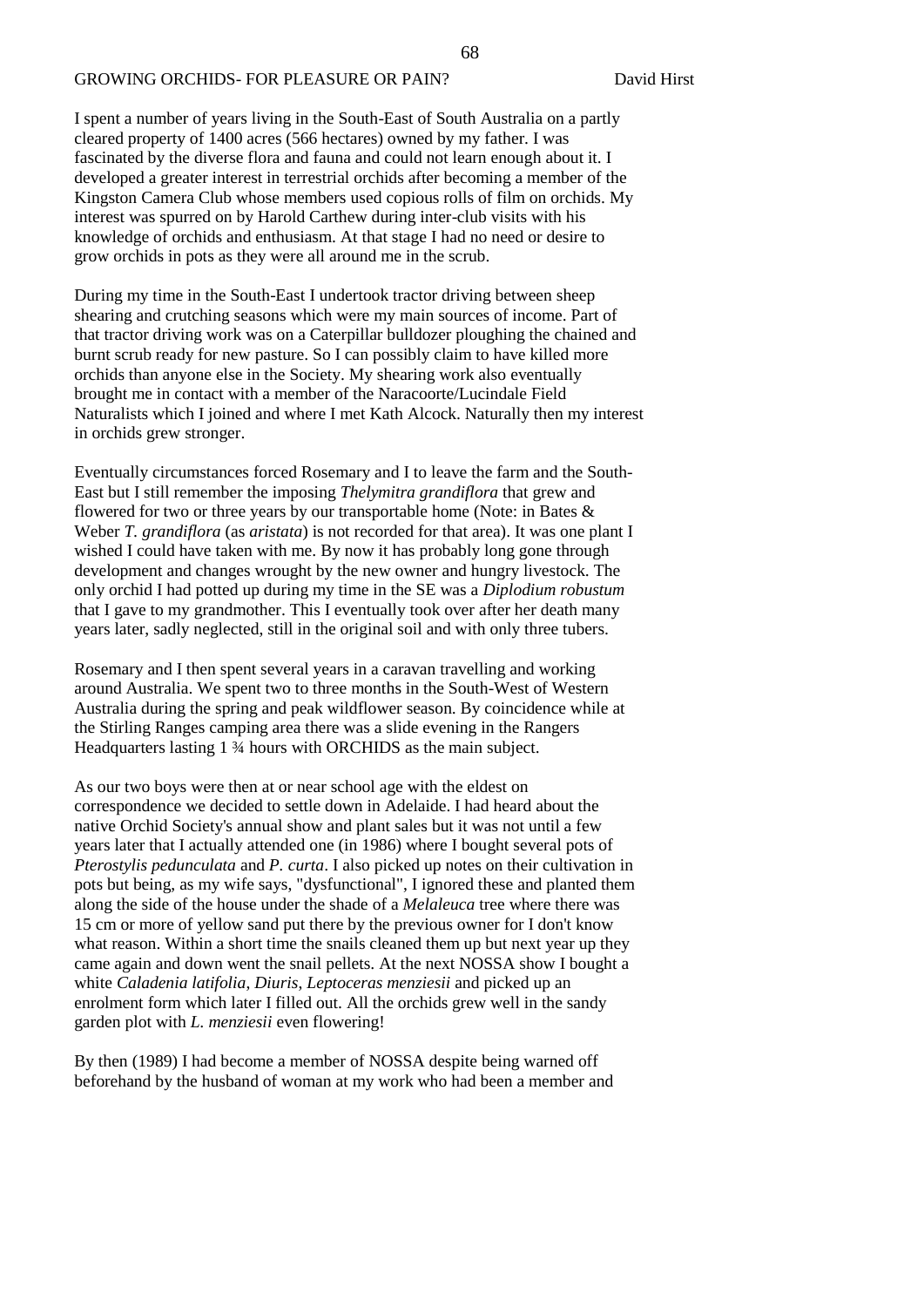## GROWING ORCHIDS- FOR PLEASURE OR PAIN? David Hirst

I spent a number of years living in the South-East of South Australia on a partly cleared property of 1400 acres (566 hectares) owned by my father. I was fascinated by the diverse flora and fauna and could not learn enough about it. I developed a greater interest in terrestrial orchids after becoming a member of the Kingston Camera Club whose members used copious rolls of film on orchids. My interest was spurred on by Harold Carthew during inter-club visits with his knowledge of orchids and enthusiasm. At that stage I had no need or desire to grow orchids in pots as they were all around me in the scrub.

During my time in the South-East I undertook tractor driving between sheep shearing and crutching seasons which were my main sources of income. Part of that tractor driving work was on a Caterpillar bulldozer ploughing the chained and burnt scrub ready for new pasture. So I can possibly claim to have killed more orchids than anyone else in the Society. My shearing work also eventually brought me in contact with a member of the Naracoorte/Lucindale Field Naturalists which I joined and where I met Kath Alcock. Naturally then my interest in orchids grew stronger.

Eventually circumstances forced Rosemary and I to leave the farm and the South-East but I still remember the imposing *Thelymitra grandiflora* that grew and flowered for two or three years by our transportable home (Note: in Bates & Weber *T. grandiflora* (as *aristata*) is not recorded for that area). It was one plant I wished I could have taken with me. By now it has probably long gone through development and changes wrought by the new owner and hungry livestock. The only orchid I had potted up during my time in the SE was a *Diplodium robustum* that I gave to my grandmother. This I eventually took over after her death many years later, sadly neglected, still in the original soil and with only three tubers.

Rosemary and I then spent several years in a caravan travelling and working around Australia. We spent two to three months in the South-West of Western Australia during the spring and peak wildflower season. By coincidence while at the Stirling Ranges camping area there was a slide evening in the Rangers Headquarters lasting 1 ¾ hours with ORCHIDS as the main subject.

As our two boys were then at or near school age with the eldest on correspondence we decided to settle down in Adelaide. I had heard about the native Orchid Society's annual show and plant sales but it was not until a few years later that I actually attended one (in 1986) where I bought several pots of *Pterostylis pedunculata* and *P. curta*. I also picked up notes on their cultivation in pots but being, as my wife says, "dysfunctional", I ignored these and planted them along the side of the house under the shade of a *Melaleuca* tree where there was 15 cm or more of yellow sand put there by the previous owner for I don't know what reason. Within a short time the snails cleaned them up but next year up they came again and down went the snail pellets. At the next NOSSA show I bought a white *Caladenia latifolia*, *Diuris*, *Leptoceras menziesii* and picked up an enrolment form which later I filled out. All the orchids grew well in the sandy garden plot with *L. menziesii* even flowering!

By then (1989) I had become a member of NOSSA despite being warned off beforehand by the husband of woman at my work who had been a member and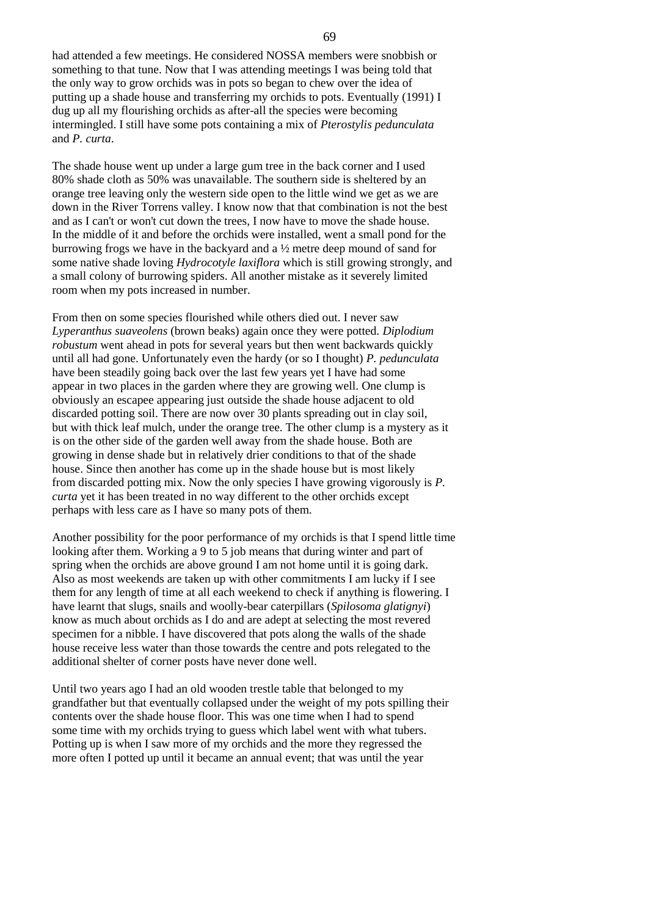had attended a few meetings. He considered NOSSA members were snobbish or something to that tune. Now that I was attending meetings I was being told that the only way to grow orchids was in pots so began to chew over the idea of putting up a shade house and transferring my orchids to pots. Eventually (1991) I dug up all my flourishing orchids as after-all the species were becoming intermingled. I still have some pots containing a mix of *Pterostylis pedunculata* and *P. curta*.

The shade house went up under a large gum tree in the back corner and I used 80% shade cloth as 50% was unavailable. The southern side is sheltered by an orange tree leaving only the western side open to the little wind we get as we are down in the River Torrens valley. I know now that that combination is not the best and as I can't or won't cut down the trees, I now have to move the shade house. In the middle of it and before the orchids were installed, went a small pond for the burrowing frogs we have in the backyard and a ½ metre deep mound of sand for some native shade loving *Hydrocotyle laxiflora* which is still growing strongly, and a small colony of burrowing spiders. All another mistake as it severely limited room when my pots increased in number.

From then on some species flourished while others died out. I never saw *Lyperanthus suaveolens* (brown beaks) again once they were potted. *Diplodium robustum* went ahead in pots for several years but then went backwards quickly until all had gone. Unfortunately even the hardy (or so I thought) *P. pedunculata* have been steadily going back over the last few years yet I have had some appear in two places in the garden where they are growing well. One clump is obviously an escapee appearing just outside the shade house adjacent to old discarded potting soil. There are now over 30 plants spreading out in clay soil, but with thick leaf mulch, under the orange tree. The other clump is a mystery as it is on the other side of the garden well away from the shade house. Both are growing in dense shade but in relatively drier conditions to that of the shade house. Since then another has come up in the shade house but is most likely from discarded potting mix. Now the only species I have growing vigorously is *P. curta* yet it has been treated in no way different to the other orchids except perhaps with less care as I have so many pots of them.

Another possibility for the poor performance of my orchids is that I spend little time looking after them. Working a 9 to 5 job means that during winter and part of spring when the orchids are above ground I am not home until it is going dark. Also as most weekends are taken up with other commitments I am lucky if I see them for any length of time at all each weekend to check if anything is flowering. I have learnt that slugs, snails and woolly-bear caterpillars (*Spilosoma glatignyi*) know as much about orchids as I do and are adept at selecting the most revered specimen for a nibble. I have discovered that pots along the walls of the shade house receive less water than those towards the centre and pots relegated to the additional shelter of corner posts have never done well.

Until two years ago I had an old wooden trestle table that belonged to my grandfather but that eventually collapsed under the weight of my pots spilling their contents over the shade house floor. This was one time when I had to spend some time with my orchids trying to guess which label went with what tubers. Potting up is when I saw more of my orchids and the more they regressed the more often I potted up until it became an annual event; that was until the year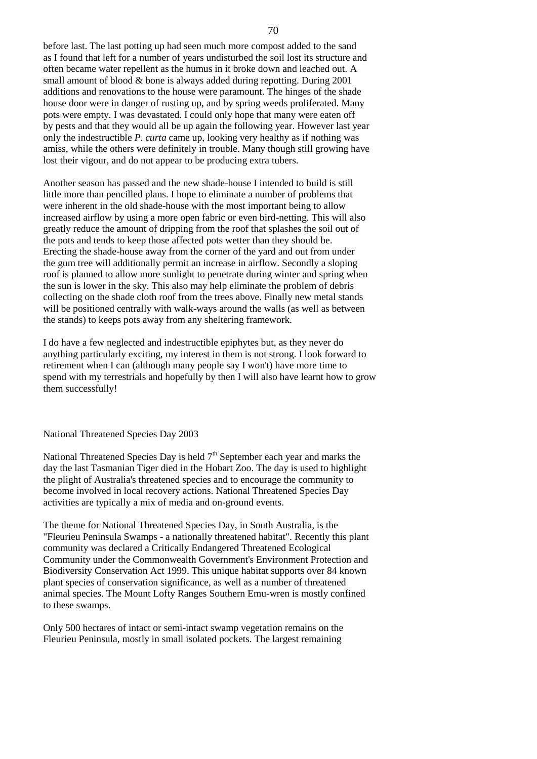before last. The last potting up had seen much more compost added to the sand as I found that left for a number of years undisturbed the soil lost its structure and often became water repellent as the humus in it broke down and leached out. A small amount of blood & bone is always added during repotting. During 2001 additions and renovations to the house were paramount. The hinges of the shade house door were in danger of rusting up, and by spring weeds proliferated. Many pots were empty. I was devastated. I could only hope that many were eaten off by pests and that they would all be up again the following year. However last year only the indestructible *P. curta* came up, looking very healthy as if nothing was amiss, while the others were definitely in trouble. Many though still growing have lost their vigour, and do not appear to be producing extra tubers.

Another season has passed and the new shade-house I intended to build is still little more than pencilled plans. I hope to eliminate a number of problems that were inherent in the old shade-house with the most important being to allow increased airflow by using a more open fabric or even bird-netting. This will also greatly reduce the amount of dripping from the roof that splashes the soil out of the pots and tends to keep those affected pots wetter than they should be. Erecting the shade-house away from the corner of the yard and out from under the gum tree will additionally permit an increase in airflow. Secondly a sloping roof is planned to allow more sunlight to penetrate during winter and spring when the sun is lower in the sky. This also may help eliminate the problem of debris collecting on the shade cloth roof from the trees above. Finally new metal stands will be positioned centrally with walk-ways around the walls (as well as between the stands) to keeps pots away from any sheltering framework.

I do have a few neglected and indestructible epiphytes but, as they never do anything particularly exciting, my interest in them is not strong. I look forward to retirement when I can (although many people say I won't) have more time to spend with my terrestrials and hopefully by then I will also have learnt how to grow them successfully!

## National Threatened Species Day 2003

National Threatened Species Day is held 7th September each year and marks the day the last Tasmanian Tiger died in the Hobart Zoo. The day is used to highlight the plight of Australia's threatened species and to encourage the community to become involved in local recovery actions. National Threatened Species Day activities are typically a mix of media and on-ground events.

The theme for National Threatened Species Day, in South Australia, is the "Fleurieu Peninsula Swamps - a nationally threatened habitat". Recently this plant community was declared a Critically Endangered Threatened Ecological Community under the Commonwealth Government's Environment Protection and Biodiversity Conservation Act 1999. This unique habitat supports over 84 known plant species of conservation significance, as well as a number of threatened animal species. The Mount Lofty Ranges Southern Emu-wren is mostly confined to these swamps.

Only 500 hectares of intact or semi-intact swamp vegetation remains on the Fleurieu Peninsula, mostly in small isolated pockets. The largest remaining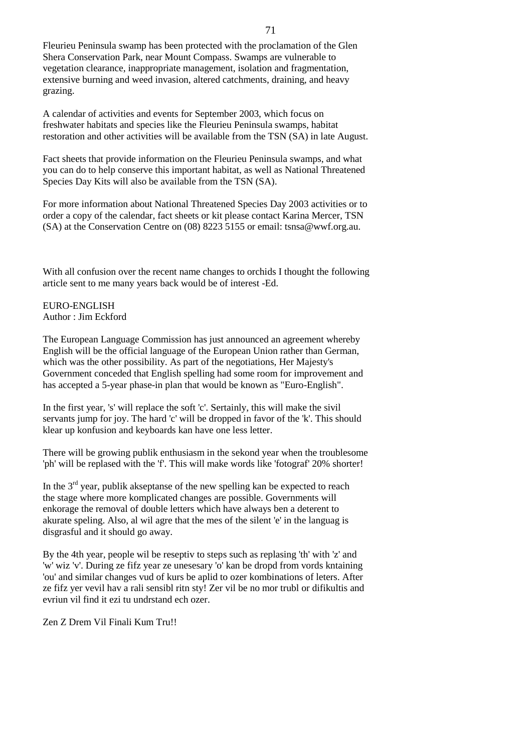Fleurieu Peninsula swamp has been protected with the proclamation of the Glen Shera Conservation Park, near Mount Compass. Swamps are vulnerable to vegetation clearance, inappropriate management, isolation and fragmentation, extensive burning and weed invasion, altered catchments, draining, and heavy grazing.

A calendar of activities and events for September 2003, which focus on freshwater habitats and species like the Fleurieu Peninsula swamps, habitat restoration and other activities will be available from the TSN (SA) in late August.

Fact sheets that provide information on the Fleurieu Peninsula swamps, and what you can do to help conserve this important habitat, as well as National Threatened Species Day Kits will also be available from the TSN (SA).

For more information about National Threatened Species Day 2003 activities or to order a copy of the calendar, fact sheets or kit please contact Karina Mercer, TSN (SA) at the Conservation Centre on (08) 8223 5155 or email: tsnsa@wwf.org.au.

With all confusion over the recent name changes to orchids I thought the following article sent to me many years back would be of interest -Ed.

EURO-ENGLISH
Author : Jim Eckford

The European Language Commission has just announced an agreement whereby English will be the official language of the European Union rather than German, which was the other possibility. As part of the negotiations, Her Majesty's Government conceded that English spelling had some room for improvement and has accepted a 5-year phase-in plan that would be known as "Euro-English".

In the first year, 's' will replace the soft 'c'. Sertainly, this will make the sivil servants jump for joy. The hard 'c' will be dropped in favor of the 'k'. This should klear up konfusion and keyboards kan have one less letter.

There will be growing publik enthusiasm in the sekond year when the troublesome 'ph' will be replased with the 'f'. This will make words like 'fotograf' 20% shorter!

In the 3rd year, publik akseptanse of the new spelling kan be expected to reach the stage where more komplicated changes are possible. Governments will enkorage the removal of double letters which have always ben a deterent to akurate speling. Also, al wil agre that the mes of the silent 'e' in the languag is disgrasful and it should go away.

By the 4th year, people wil be reseptiv to steps such as replasing 'th' with 'z' and 'w' wiz 'v'. During ze fifz year ze unesesary 'o' kan be dropd from vords kntaining 'ou' and similar changes vud of kurs be aplid to ozer kombinations of leters. After ze fifz yer vevil hav a rali sensibl ritn sty! Zer vil be no mor trubl or difikultis and evriun vil find it ezi tu undrstand ech ozer.

Zen Z Drem Vil Finali Kum Tru!!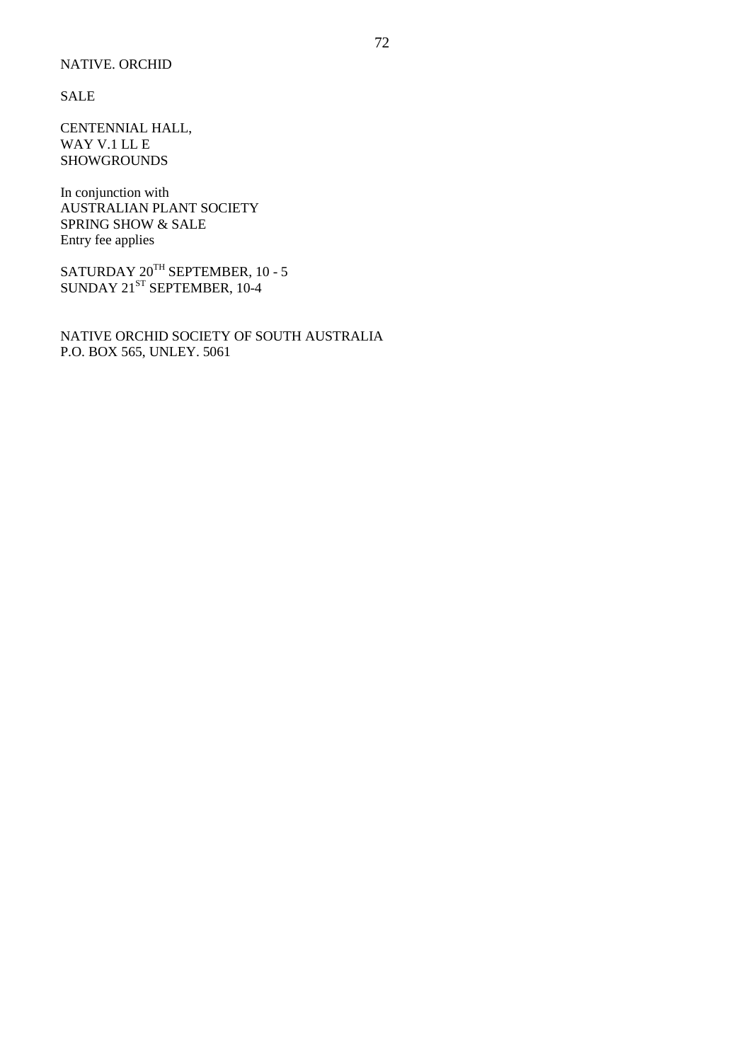NATIVE. ORCHID

SALE

CENTENNIAL HALL,
WAY V.1 LL E
SHOWGROUNDS

In conjunction with
AUSTRALIAN PLANT SOCIETY
SPRING SHOW & SALE
Entry fee applies

SATURDAY 20TH SEPTEMBER, 10 - 5
SUNDAY 21ST SEPTEMBER, 10-4

NATIVE ORCHID SOCIETY OF SOUTH AUSTRALIA
P.O. BOX 565, UNLEY. 5061